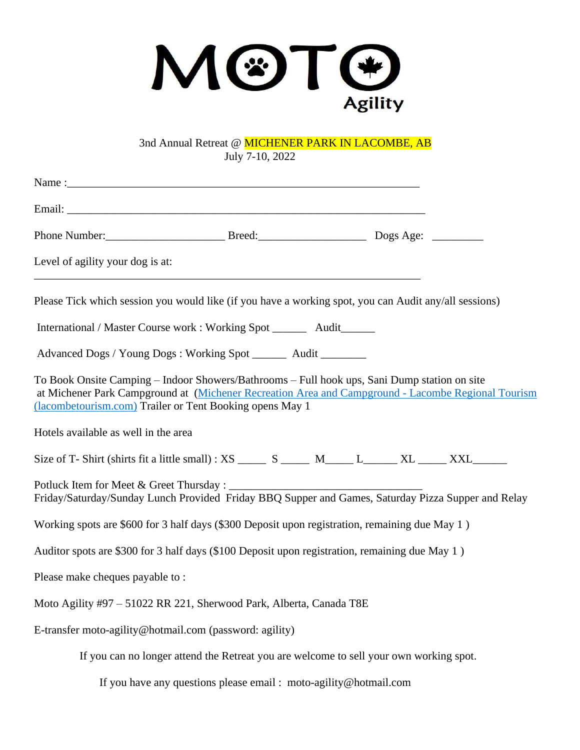# MOTO Agility

3nd Annual Retreat @ MICHENER PARK IN LACOMBE, AB
July 7-10, 2022

Name :_______________________________________________________________

Email: _______________________________________________________________

Phone Number:_____________________ Breed:___________________ Dogs Age: _________

Level of agility your dog is at:
______________________________________________________________________

Please Tick which session you would like (if you have a working spot, you can Audit any/all sessions)

International / Master Course work : Working Spot ______ Audit______

Advanced Dogs / Young Dogs : Working Spot ______ Audit ________

To Book Onsite Camping – Indoor Showers/Bathrooms – Full hook ups, Sani Dump station on site at Michener Park Campground at (Michener Recreation Area and Campground - Lacombe Regional Tourism (lacombetourism.com) Trailer or Tent Booking opens May 1

Hotels available as well in the area

Size of T- Shirt (shirts fit a little small) : XS _____ S _____ M_____ L______ XL _____ XXL______

Potluck Item for Meet & Greet Thursday : _________________________________
Friday/Saturday/Sunday Lunch Provided Friday BBQ Supper and Games, Saturday Pizza Supper and Relay

Working spots are $600 for 3 half days ($300 Deposit upon registration, remaining due May 1 )

Auditor spots are $300 for 3 half days ($100 Deposit upon registration, remaining due May 1 )

Please make cheques payable to :

Moto Agility #97 – 51022 RR 221, Sherwood Park, Alberta, Canada T8E

E-transfer moto-agility@hotmail.com (password: agility)

If you can no longer attend the Retreat you are welcome to sell your own working spot.

If you have any questions please email : moto-agility@hotmail.com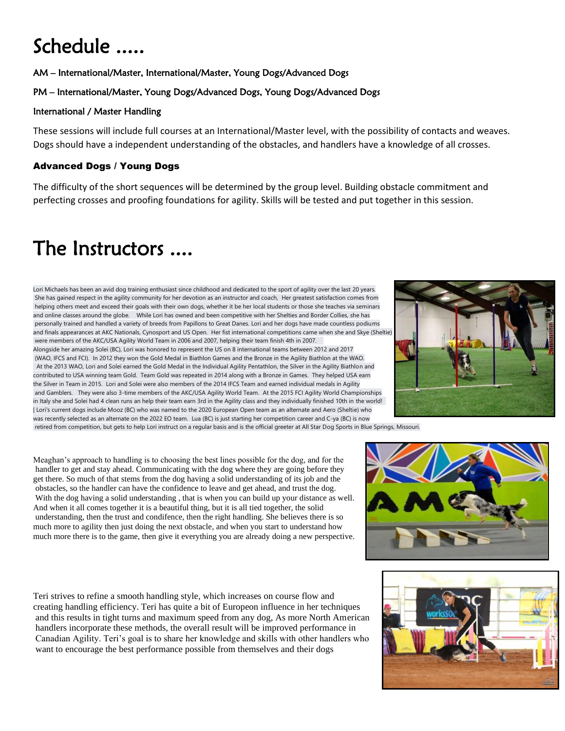# Schedule .....

AM – International/Master, International/Master, Young Dogs/Advanced Dogs

PM – International/Master, Young Dogs/Advanced Dogs, Young Dogs/Advanced Dogs

International / Master Handling

These sessions will include full courses at an International/Master level, with the possibility of contacts and weaves. Dogs should have a independent understanding of the obstacles, and handlers have a knowledge of all crosses.

**Advanced Dogs / Young Dogs**

The difficulty of the short sequences will be determined by the group level. Building obstacle commitment and perfecting crosses and proofing foundations for agility. Skills will be tested and put together in this session.

# The Instructors ....

Lori Michaels has been an avid dog training enthusiast since childhood and dedicated to the sport of agility over the last 20 years. She has gained respect in the agility community for her devotion as an instructor and coach, Her greatest satisfaction comes from helping others meet and exceed their goals with their own dogs, whether it be her local students or those she teaches via seminars and online classes around the globe. While Lori has owned and been competitive with her Shelties and Border Collies, she has personally trained and handled a variety of breeds from Papillons to Great Danes. Lori and her dogs have made countless podiums and finals appearances at AKC Nationals, Cynosport and US Open. Her fist international competitions came when she and Skye (Sheltie) were members of the AKC/USA Agility World Team in 2006 and 2007, helping their team finish 4th in 2007.
Alongside her amazing Solei (BC), Lori was honored to represent the US on 8 international teams between 2012 and 2017 (WAO, IFCS and FCI). In 2012 they won the Gold Medal in Biathlon Games and the Bronze in the Agility Biathlon at the WAO. At the 2013 WAO, Lori and Solei earned the Gold Medal in the Individual Agility Pentathlon, the Silver in the Agility Biathlon and contributed to USA winning team Gold. Team Gold was repeated in 2014 along with a Bronze in Games. They helped USA earn the Silver in Team in 2015. Lori and Solei were also members of the 2014 IFCS Team and earned individual medals in Agility and Gamblers. They were also 3-time members of the AKC/USA Agility World Team. At the 2015 FCI Agility World Championships in Italy she and Solei had 4 clean runs an help their team earn 3rd in the Agility class and they individually finished 10th in the world! | Lori's current dogs include Mooz (BC) who was named to the 2020 European Open team as an alternate and Aero (Sheltie) who was recently selected as an alternate on the 2022 EO team. Lua (BC) is just starting her competition career and C-ya (BC) is now retired from competition, but gets to help Lori instruct on a regular basis and is the official greeter at All Star Dog Sports in Blue Springs, Missouri.

Meaghan's approach to handling is to choosing the best lines possible for the dog, and for the handler to get and stay ahead. Communicating with the dog where they are going before they get there. So much of that stems from the dog having a solid understanding of its job and the obstacles, so the handler can have the confidence to leave and get ahead, and trust the dog. With the dog having a solid understanding , that is when you can build up your distance as well. And when it all comes together it is a beautiful thing, but it is all tied together, the solid understanding, then the trust and condifence, then the right handling. She believes there is so much more to agility then just doing the next obstacle, and when you start to understand how much more there is to the game, then give it everything you are already doing a new perspective.

Teri strives to refine a smooth handling style, which increases on course flow and creating handling efficiency. Teri has quite a bit of Europeon influence in her techniques and this results in tight turns and maximum speed from any dog, As more North American handlers incorporate these methods, the overall result will be improved performance in Canadian Agility. Teri's goal is to share her knowledge and skills with other handlers who want to encourage the best performance possible from themselves and their dogs